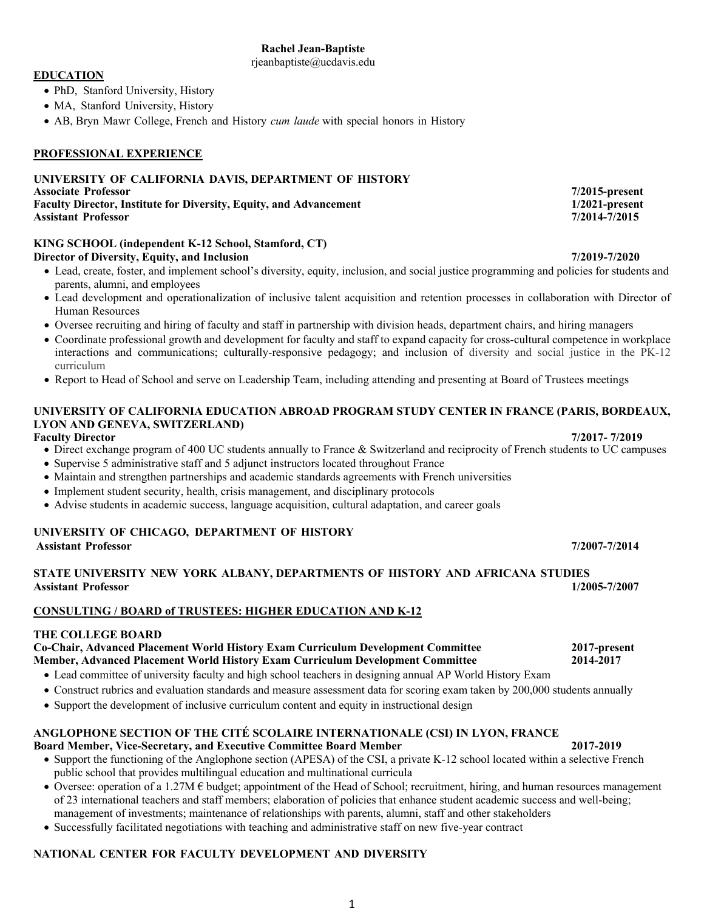**Rachel Jean-Baptiste**
rjeanbaptiste@ucdavis.edu

## EDUCATION

- PhD, Stanford University, History
- MA, Stanford University, History
- AB, Bryn Mawr College, French and History *cum laude* with special honors in History

## PROFESSIONAL EXPERIENCE

### UNIVERSITY OF CALIFORNIA DAVIS, DEPARTMENT OF HISTORY

**Associate Professor** — **7/2015-present**
**Faculty Director, Institute for Diversity, Equity, and Advancement** — **1/2021-present**
**Assistant Professor** — **7/2014-7/2015**

### KING SCHOOL (independent K-12 School, Stamford, CT)

**Director of Diversity, Equity, and Inclusion** — **7/2019-7/2020**

- Lead, create, foster, and implement school's diversity, equity, inclusion, and social justice programming and policies for students and parents, alumni, and employees
- Lead development and operationalization of inclusive talent acquisition and retention processes in collaboration with Director of Human Resources
- Oversee recruiting and hiring of faculty and staff in partnership with division heads, department chairs, and hiring managers
- Coordinate professional growth and development for faculty and staff to expand capacity for cross-cultural competence in workplace interactions and communications; culturally-responsive pedagogy; and inclusion of diversity and social justice in the PK-12 curriculum
- Report to Head of School and serve on Leadership Team, including attending and presenting at Board of Trustees meetings

### UNIVERSITY OF CALIFORNIA EDUCATION ABROAD PROGRAM STUDY CENTER IN FRANCE (PARIS, BORDEAUX, LYON AND GENEVA, SWITZERLAND)

**Faculty Director** — **7/2017- 7/2019**

- Direct exchange program of 400 UC students annually to France & Switzerland and reciprocity of French students to UC campuses
- Supervise 5 administrative staff and 5 adjunct instructors located throughout France
- Maintain and strengthen partnerships and academic standards agreements with French universities
- Implement student security, health, crisis management, and disciplinary protocols
- Advise students in academic success, language acquisition, cultural adaptation, and career goals

### UNIVERSITY OF CHICAGO, DEPARTMENT OF HISTORY

**Assistant Professor** — **7/2007-7/2014**

### STATE UNIVERSITY NEW YORK ALBANY, DEPARTMENTS OF HISTORY AND AFRICANA STUDIES

**Assistant Professor** — **1/2005-7/2007**

## CONSULTING / BOARD of TRUSTEES: HIGHER EDUCATION AND K-12

### THE COLLEGE BOARD

**Co-Chair, Advanced Placement World History Exam Curriculum Development Committee** — **2017-present**
**Member, Advanced Placement World History Exam Curriculum Development Committee** — **2014-2017**

- Lead committee of university faculty and high school teachers in designing annual AP World History Exam
- Construct rubrics and evaluation standards and measure assessment data for scoring exam taken by 200,000 students annually
- Support the development of inclusive curriculum content and equity in instructional design

### ANGLOPHONE SECTION OF THE CITÉ SCOLAIRE INTERNATIONALE (CSI) IN LYON, FRANCE

**Board Member, Vice-Secretary, and Executive Committee Board Member** — **2017-2019**

- Support the functioning of the Anglophone section (APESA) of the CSI, a private K-12 school located within a selective French public school that provides multilingual education and multinational curricula
- Oversee: operation of a 1.27M € budget; appointment of the Head of School; recruitment, hiring, and human resources management of 23 international teachers and staff members; elaboration of policies that enhance student academic success and well-being; management of investments; maintenance of relationships with parents, alumni, staff and other stakeholders
- Successfully facilitated negotiations with teaching and administrative staff on new five-year contract

### NATIONAL CENTER FOR FACULTY DEVELOPMENT AND DIVERSITY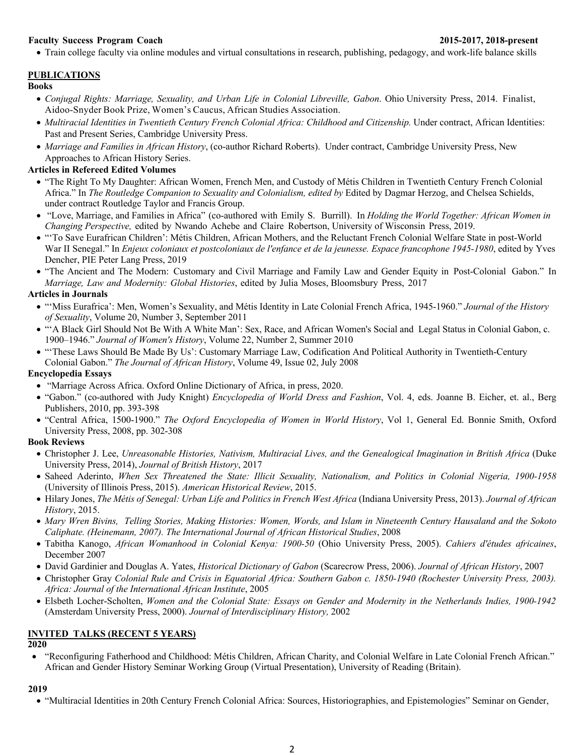**Faculty Success Program Coach** **2015-2017, 2018-present**

- Train college faculty via online modules and virtual consultations in research, publishing, pedagogy, and work-life balance skills

## PUBLICATIONS

### Books

- *Conjugal Rights: Marriage, Sexuality, and Urban Life in Colonial Libreville, Gabon*. Ohio University Press, 2014. Finalist, Aidoo-Snyder Book Prize, Women's Caucus, African Studies Association.
- *Multiracial Identities in Twentieth Century French Colonial Africa: Childhood and Citizenship.* Under contract, African Identities: Past and Present Series, Cambridge University Press.
- *Marriage and Families in African History*, (co-author Richard Roberts). Under contract, Cambridge University Press, New Approaches to African History Series.

### Articles in Refereed Edited Volumes

- "The Right To My Daughter: African Women, French Men, and Custody of Métis Children in Twentieth Century French Colonial Africa." In *The Routledge Companion to Sexuality and Colonialism, edited by* Edited by Dagmar Herzog, and Chelsea Schields, under contract Routledge Taylor and Francis Group.
- "Love, Marriage, and Families in Africa" (co-authored with Emily S. Burrill). In *Holding the World Together: African Women in Changing Perspective,* edited by Nwando Achebe and Claire Robertson, University of Wisconsin Press, 2019.
- "'To Save Eurafrican Children': Métis Children, African Mothers, and the Reluctant French Colonial Welfare State in post-World War II Senegal." In *Enjeux coloniaux et postcoloniaux de l'enfance et de la jeunesse. Espace francophone 1945-1980*, edited by Yves Dencher, PIE Peter Lang Press, 2019
- "The Ancient and The Modern: Customary and Civil Marriage and Family Law and Gender Equity in Post-Colonial Gabon." In *Marriage, Law and Modernity: Global Histories*, edited by Julia Moses, Bloomsbury Press, 2017

### Articles in Journals

- "'Miss Eurafrica': Men, Women's Sexuality, and Métis Identity in Late Colonial French Africa, 1945-1960." *Journal of the History of Sexuality*, Volume 20, Number 3, September 2011
- "'A Black Girl Should Not Be With A White Man': Sex, Race, and African Women's Social and Legal Status in Colonial Gabon, c. 1900–1946." *Journal of Women's History*, Volume 22, Number 2, Summer 2010
- "'These Laws Should Be Made By Us': Customary Marriage Law, Codification And Political Authority in Twentieth-Century Colonial Gabon." *The Journal of African History*, Volume 49, Issue 02, July 2008

### Encyclopedia Essays

- "Marriage Across Africa. Oxford Online Dictionary of Africa, in press, 2020.
- "Gabon." (co-authored with Judy Knight) *Encyclopedia of World Dress and Fashion*, Vol. 4, eds. Joanne B. Eicher, et. al., Berg Publishers, 2010, pp. 393-398
- "Central Africa, 1500-1900." *The Oxford Encyclopedia of Women in World History*, Vol 1, General Ed. Bonnie Smith, Oxford University Press, 2008, pp. 302-308

### Book Reviews

- Christopher J. Lee, *Unreasonable Histories, Nativism, Multiracial Lives, and the Genealogical Imagination in British Africa* (Duke University Press, 2014), *Journal of British History*, 2017
- Saheed Aderinto, *When Sex Threatened the State: Illicit Sexuality, Nationalism, and Politics in Colonial Nigeria, 1900-1958* (University of Illinois Press, 2015). *American Historical Review*, 2015.
- Hilary Jones, *The Métis of Senegal: Urban Life and Politics in French West Africa* (Indiana University Press, 2013). *Journal of African History*, 2015.
- *Mary Wren Bivins, Telling Stories, Making Histories: Women, Words, and Islam in Nineteenth Century Hausaland and the Sokoto Caliphate. (Heinemann, 2007). The International Journal of African Historical Studies*, 2008
- Tabitha Kanogo, *African Womanhood in Colonial Kenya: 1900-50* (Ohio University Press, 2005). *Cahiers d'études africaines*, December 2007
- David Gardinier and Douglas A. Yates, *Historical Dictionary of Gabon* (Scarecrow Press, 2006). *Journal of African History*, 2007
- Christopher Gray *Colonial Rule and Crisis in Equatorial Africa: Southern Gabon c. 1850-1940 (Rochester University Press, 2003). Africa: Journal of the International African Institute*, 2005
- Elsbeth Locher-Scholten, *Women and the Colonial State: Essays on Gender and Modernity in the Netherlands Indies, 1900-1942* (Amsterdam University Press, 2000). *Journal of Interdisciplinary History,* 2002

## INVITED TALKS (RECENT 5 YEARS)

### 2020

- "Reconfiguring Fatherhood and Childhood: Métis Children, African Charity, and Colonial Welfare in Late Colonial French African." African and Gender History Seminar Working Group (Virtual Presentation), University of Reading (Britain).

### 2019

- "Multiracial Identities in 20th Century French Colonial Africa: Sources, Historiographies, and Epistemologies" Seminar on Gender,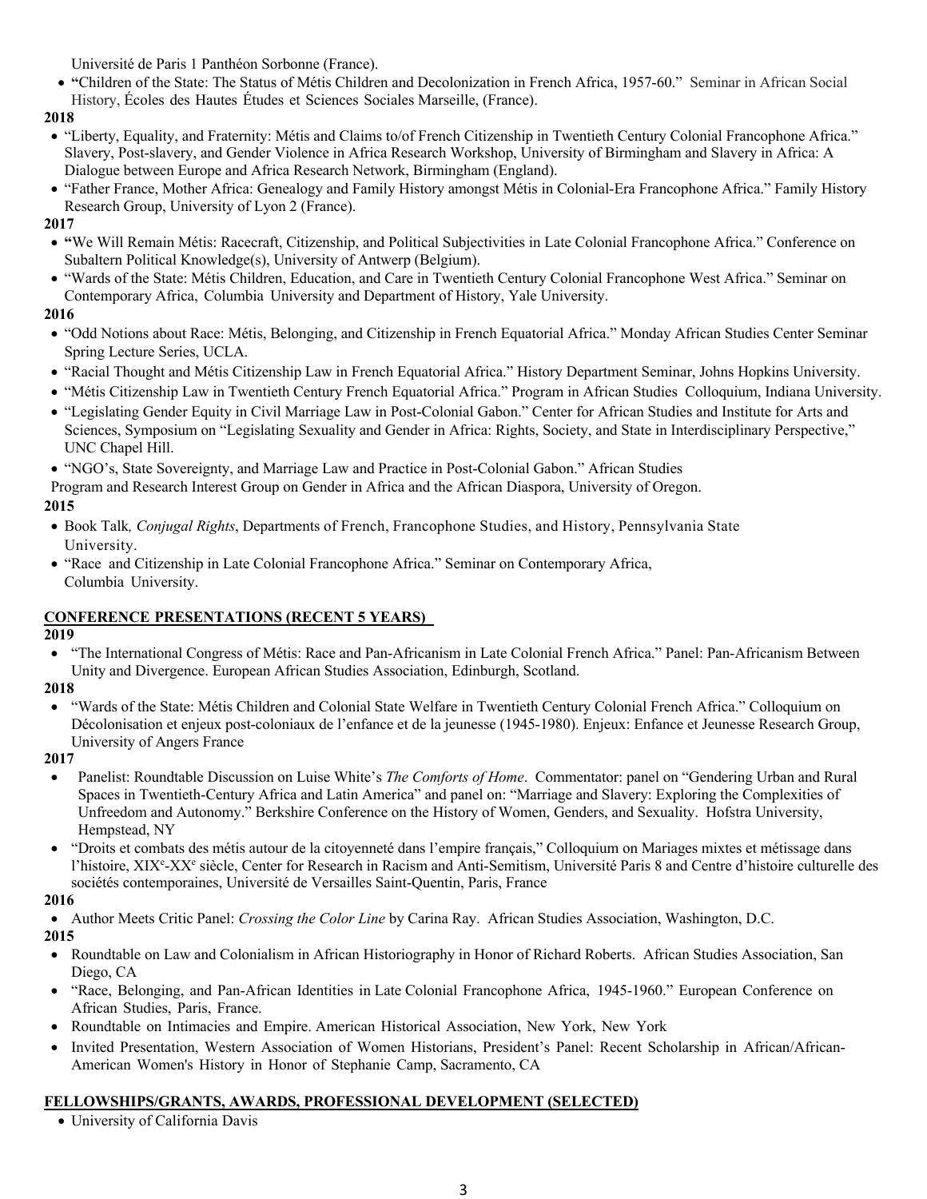Université de Paris 1 Panthéon Sorbonne (France).

- "Children of the State: The Status of Métis Children and Decolonization in French Africa, 1957-60." Seminar in African Social History, Écoles des Hautes Études et Sciences Sociales Marseille, (France).

**2018**

- "Liberty, Equality, and Fraternity: Métis and Claims to/of French Citizenship in Twentieth Century Colonial Francophone Africa." Slavery, Post-slavery, and Gender Violence in Africa Research Workshop, University of Birmingham and Slavery in Africa: A Dialogue between Europe and Africa Research Network, Birmingham (England).
- "Father France, Mother Africa: Genealogy and Family History amongst Métis in Colonial-Era Francophone Africa." Family History Research Group, University of Lyon 2 (France).

**2017**

- "We Will Remain Métis: Racecraft, Citizenship, and Political Subjectivities in Late Colonial Francophone Africa." Conference on Subaltern Political Knowledge(s), University of Antwerp (Belgium).
- "Wards of the State: Métis Children, Education, and Care in Twentieth Century Colonial Francophone West Africa." Seminar on Contemporary Africa, Columbia University and Department of History, Yale University.

**2016**

- "Odd Notions about Race: Métis, Belonging, and Citizenship in French Equatorial Africa." Monday African Studies Center Seminar Spring Lecture Series, UCLA.
- "Racial Thought and Métis Citizenship Law in French Equatorial Africa." History Department Seminar, Johns Hopkins University.
- "Métis Citizenship Law in Twentieth Century French Equatorial Africa." Program in African Studies Colloquium, Indiana University.
- "Legislating Gender Equity in Civil Marriage Law in Post-Colonial Gabon." Center for African Studies and Institute for Arts and Sciences, Symposium on "Legislating Sexuality and Gender in Africa: Rights, Society, and State in Interdisciplinary Perspective," UNC Chapel Hill.
- "NGO's, State Sovereignty, and Marriage Law and Practice in Post-Colonial Gabon." African Studies Program and Research Interest Group on Gender in Africa and the African Diaspora, University of Oregon.

**2015**

- Book Talk, *Conjugal Rights*, Departments of French, Francophone Studies, and History, Pennsylvania State University.
- "Race and Citizenship in Late Colonial Francophone Africa." Seminar on Contemporary Africa, Columbia University.

## CONFERENCE PRESENTATIONS (RECENT 5 YEARS)

**2019**

- "The International Congress of Métis: Race and Pan-Africanism in Late Colonial French Africa." Panel: Pan-Africanism Between Unity and Divergence. European African Studies Association, Edinburgh, Scotland.

**2018**

- "Wards of the State: Métis Children and Colonial State Welfare in Twentieth Century Colonial French Africa." Colloquium on Décolonisation et enjeux post-coloniaux de l'enfance et de la jeunesse (1945-1980). Enjeux: Enfance et Jeunesse Research Group, University of Angers France

**2017**

- Panelist: Roundtable Discussion on Luise White's *The Comforts of Home*. Commentator: panel on "Gendering Urban and Rural Spaces in Twentieth-Century Africa and Latin America" and panel on: "Marriage and Slavery: Exploring the Complexities of Unfreedom and Autonomy." Berkshire Conference on the History of Women, Genders, and Sexuality. Hofstra University, Hempstead, NY
- "Droits et combats des métis autour de la citoyenneté dans l'empire français," Colloquium on Mariages mixtes et métissage dans l'histoire, XIX[e]-XX[e] siècle, Center for Research in Racism and Anti-Semitism, Université Paris 8 and Centre d'histoire culturelle des sociétés contemporaines, Université de Versailles Saint-Quentin, Paris, France

**2016**

- Author Meets Critic Panel: *Crossing the Color Line* by Carina Ray. African Studies Association, Washington, D.C.

**2015**

- Roundtable on Law and Colonialism in African Historiography in Honor of Richard Roberts. African Studies Association, San Diego, CA
- "Race, Belonging, and Pan-African Identities in Late Colonial Francophone Africa, 1945-1960." European Conference on African Studies, Paris, France.
- Roundtable on Intimacies and Empire. American Historical Association, New York, New York
- Invited Presentation, Western Association of Women Historians, President's Panel: Recent Scholarship in African/African-American Women's History in Honor of Stephanie Camp, Sacramento, CA

## FELLOWSHIPS/GRANTS, AWARDS, PROFESSIONAL DEVELOPMENT (SELECTED)

- University of California Davis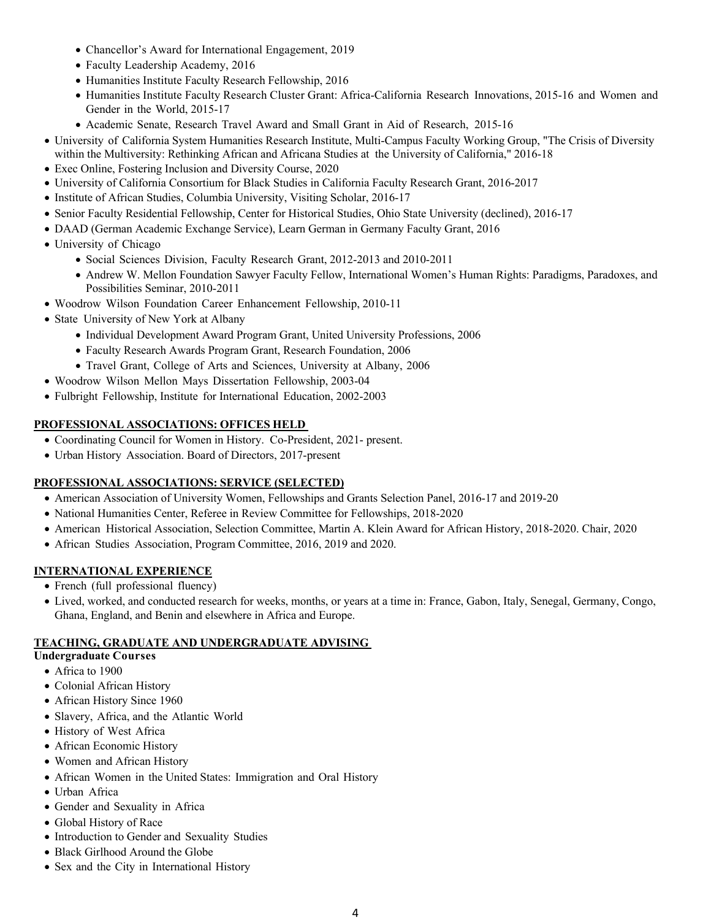- Chancellor's Award for International Engagement, 2019
  - Faculty Leadership Academy, 2016
  - Humanities Institute Faculty Research Fellowship, 2016
  - Humanities Institute Faculty Research Cluster Grant: Africa-California Research Innovations, 2015-16 and Women and Gender in the World, 2015-17
  - Academic Senate, Research Travel Award and Small Grant in Aid of Research, 2015-16
- University of California System Humanities Research Institute, Multi-Campus Faculty Working Group, "The Crisis of Diversity within the Multiversity: Rethinking African and Africana Studies at the University of California," 2016-18
- Exec Online, Fostering Inclusion and Diversity Course, 2020
- University of California Consortium for Black Studies in California Faculty Research Grant, 2016-2017
- Institute of African Studies, Columbia University, Visiting Scholar, 2016-17
- Senior Faculty Residential Fellowship, Center for Historical Studies, Ohio State University (declined), 2016-17
- DAAD (German Academic Exchange Service), Learn German in Germany Faculty Grant, 2016
- University of Chicago
  - Social Sciences Division, Faculty Research Grant, 2012-2013 and 2010-2011
  - Andrew W. Mellon Foundation Sawyer Faculty Fellow, International Women's Human Rights: Paradigms, Paradoxes, and Possibilities Seminar, 2010-2011
- Woodrow Wilson Foundation Career Enhancement Fellowship, 2010-11
- State University of New York at Albany
  - Individual Development Award Program Grant, United University Professions, 2006
  - Faculty Research Awards Program Grant, Research Foundation, 2006
  - Travel Grant, College of Arts and Sciences, University at Albany, 2006
- Woodrow Wilson Mellon Mays Dissertation Fellowship, 2003-04
- Fulbright Fellowship, Institute for International Education, 2002-2003

## PROFESSIONAL ASSOCIATIONS: OFFICES HELD

- Coordinating Council for Women in History. Co-President, 2021- present.
- Urban History Association. Board of Directors, 2017-present

## PROFESSIONAL ASSOCIATIONS: SERVICE (SELECTED)

- American Association of University Women, Fellowships and Grants Selection Panel, 2016-17 and 2019-20
- National Humanities Center, Referee in Review Committee for Fellowships, 2018-2020
- American Historical Association, Selection Committee, Martin A. Klein Award for African History, 2018-2020. Chair, 2020
- African Studies Association, Program Committee, 2016, 2019 and 2020.

## INTERNATIONAL EXPERIENCE

- French (full professional fluency)
- Lived, worked, and conducted research for weeks, months, or years at a time in: France, Gabon, Italy, Senegal, Germany, Congo, Ghana, England, and Benin and elsewhere in Africa and Europe.

## TEACHING, GRADUATE AND UNDERGRADUATE ADVISING

**Undergraduate Courses**

- Africa to 1900
- Colonial African History
- African History Since 1960
- Slavery, Africa, and the Atlantic World
- History of West Africa
- African Economic History
- Women and African History
- African Women in the United States: Immigration and Oral History
- Urban Africa
- Gender and Sexuality in Africa
- Global History of Race
- Introduction to Gender and Sexuality Studies
- Black Girlhood Around the Globe
- Sex and the City in International History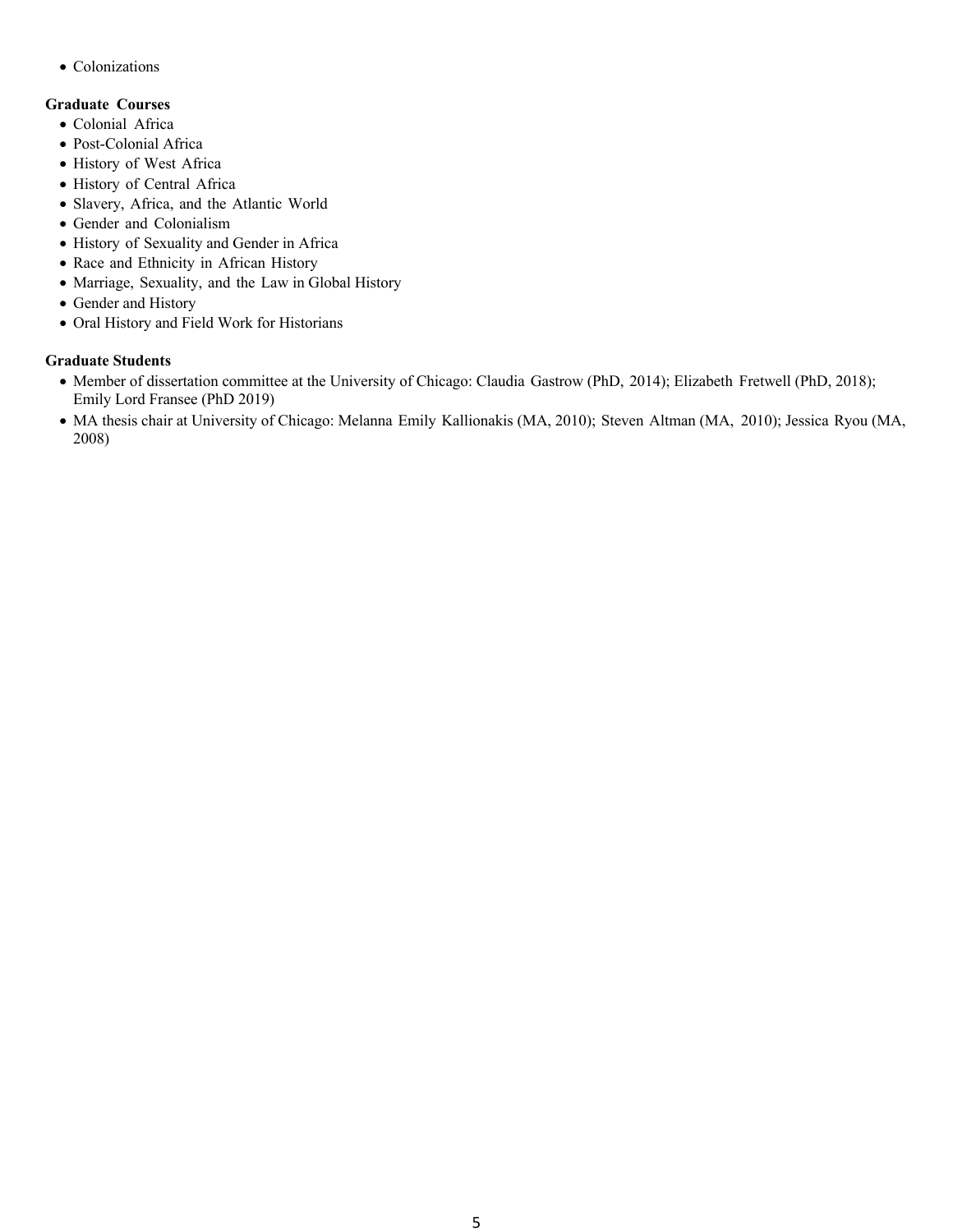- Colonizations

**Graduate Courses**

- Colonial Africa
- Post-Colonial Africa
- History of West Africa
- History of Central Africa
- Slavery, Africa, and the Atlantic World
- Gender and Colonialism
- History of Sexuality and Gender in Africa
- Race and Ethnicity in African History
- Marriage, Sexuality, and the Law in Global History
- Gender and History
- Oral History and Field Work for Historians

**Graduate Students**

- Member of dissertation committee at the University of Chicago: Claudia Gastrow (PhD, 2014); Elizabeth Fretwell (PhD, 2018); Emily Lord Fransee (PhD 2019)
- MA thesis chair at University of Chicago: Melanna Emily Kallionakis (MA, 2010); Steven Altman (MA, 2010); Jessica Ryou (MA, 2008)